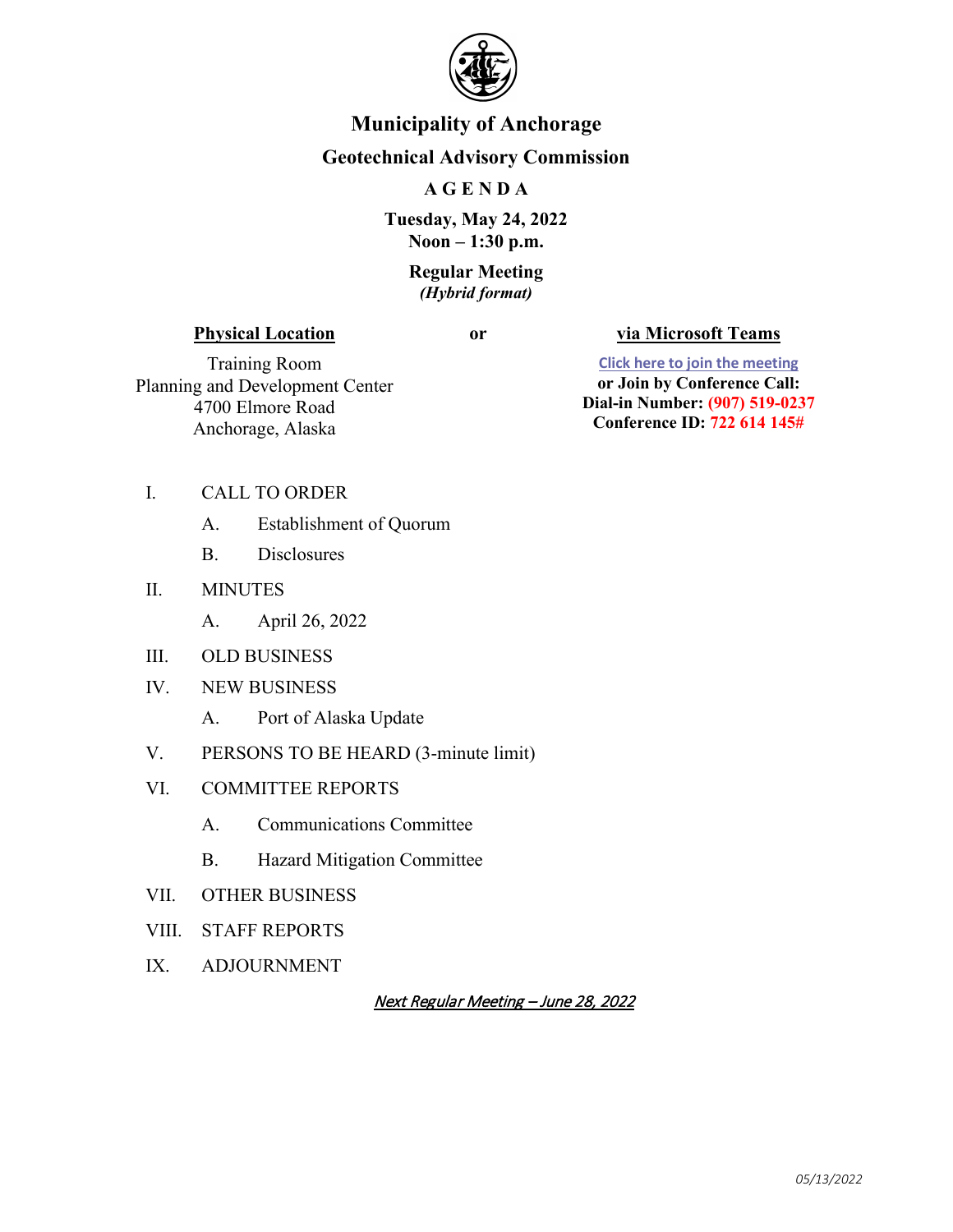# Municipality of Anchorage

## Geotechnical Advisory Commission

### A G E N D A

**Tuesday, May 24, 2022**
**Noon – 1:30 p.m.**

**Regular Meeting**
***(Hybrid format)***

**Physical Location**

Training Room
Planning and Development Center
4700 Elmore Road
Anchorage, Alaska

**or**

**via Microsoft Teams**

Click here to join the meeting
**or Join by Conference Call:**
**Dial-in Number: (907) 519-0237**
**Conference ID: 722 614 145#**

I. CALL TO ORDER
   - A. Establishment of Quorum
   - B. Disclosures

II. MINUTES
   - A. April 26, 2022

III. OLD BUSINESS

IV. NEW BUSINESS
   - A. Port of Alaska Update

V. PERSONS TO BE HEARD (3-minute limit)

VI. COMMITTEE REPORTS
   - A. Communications Committee
   - B. Hazard Mitigation Committee

VII. OTHER BUSINESS

VIII. STAFF REPORTS

IX. ADJOURNMENT

*Next Regular Meeting – June 28, 2022*

*05/13/2022*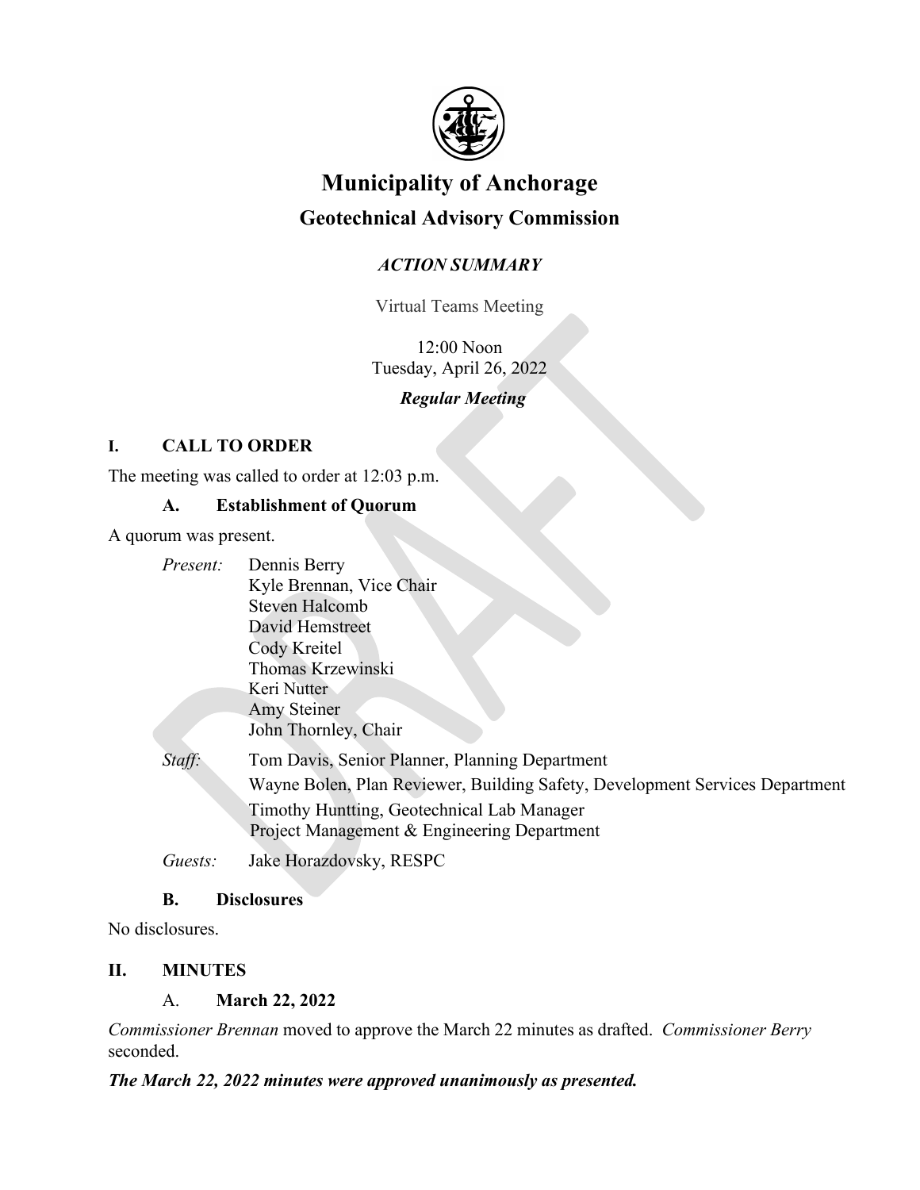# Municipality of Anchorage

## Geotechnical Advisory Commission

### *ACTION SUMMARY*

Virtual Teams Meeting

12:00 Noon
Tuesday, April 26, 2022

***Regular Meeting***

## I. CALL TO ORDER

The meeting was called to order at 12:03 p.m.

### A. Establishment of Quorum

A quorum was present.

*Present:* Dennis Berry
Kyle Brennan, Vice Chair
Steven Halcomb
David Hemstreet
Cody Kreitel
Thomas Krzewinski
Keri Nutter
Amy Steiner
John Thornley, Chair

*Staff:* Tom Davis, Senior Planner, Planning Department
Wayne Bolen, Plan Reviewer, Building Safety, Development Services Department
Timothy Huntting, Geotechnical Lab Manager
Project Management & Engineering Department

*Guests:* Jake Horazdovsky, RESPC

### B. Disclosures

No disclosures.

## II. MINUTES

### A. March 22, 2022

*Commissioner Brennan* moved to approve the March 22 minutes as drafted. *Commissioner Berry* seconded.

***The March 22, 2022 minutes were approved unanimously as presented.***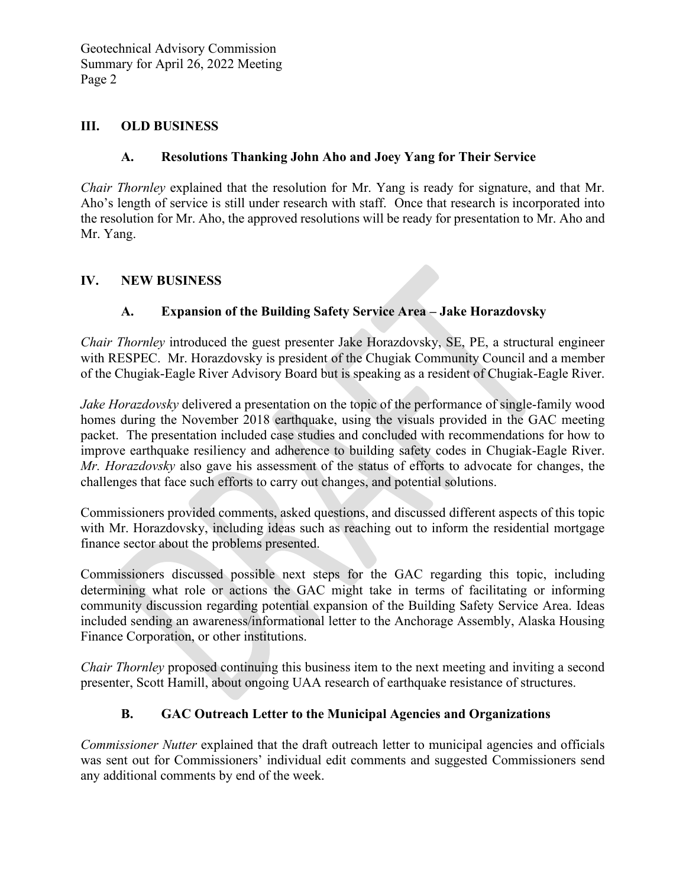## III. OLD BUSINESS

### A. Resolutions Thanking John Aho and Joey Yang for Their Service

*Chair Thornley* explained that the resolution for Mr. Yang is ready for signature, and that Mr. Aho's length of service is still under research with staff. Once that research is incorporated into the resolution for Mr. Aho, the approved resolutions will be ready for presentation to Mr. Aho and Mr. Yang.

## IV. NEW BUSINESS

### A. Expansion of the Building Safety Service Area – Jake Horazdovsky

*Chair Thornley* introduced the guest presenter Jake Horazdovsky, SE, PE, a structural engineer with RESPEC. Mr. Horazdovsky is president of the Chugiak Community Council and a member of the Chugiak-Eagle River Advisory Board but is speaking as a resident of Chugiak-Eagle River.

*Jake Horazdovsky* delivered a presentation on the topic of the performance of single-family wood homes during the November 2018 earthquake, using the visuals provided in the GAC meeting packet. The presentation included case studies and concluded with recommendations for how to improve earthquake resiliency and adherence to building safety codes in Chugiak-Eagle River. *Mr. Horazdovsky* also gave his assessment of the status of efforts to advocate for changes, the challenges that face such efforts to carry out changes, and potential solutions.

Commissioners provided comments, asked questions, and discussed different aspects of this topic with Mr. Horazdovsky, including ideas such as reaching out to inform the residential mortgage finance sector about the problems presented.

Commissioners discussed possible next steps for the GAC regarding this topic, including determining what role or actions the GAC might take in terms of facilitating or informing community discussion regarding potential expansion of the Building Safety Service Area. Ideas included sending an awareness/informational letter to the Anchorage Assembly, Alaska Housing Finance Corporation, or other institutions.

*Chair Thornley* proposed continuing this business item to the next meeting and inviting a second presenter, Scott Hamill, about ongoing UAA research of earthquake resistance of structures.

### B. GAC Outreach Letter to the Municipal Agencies and Organizations

*Commissioner Nutter* explained that the draft outreach letter to municipal agencies and officials was sent out for Commissioners' individual edit comments and suggested Commissioners send any additional comments by end of the week.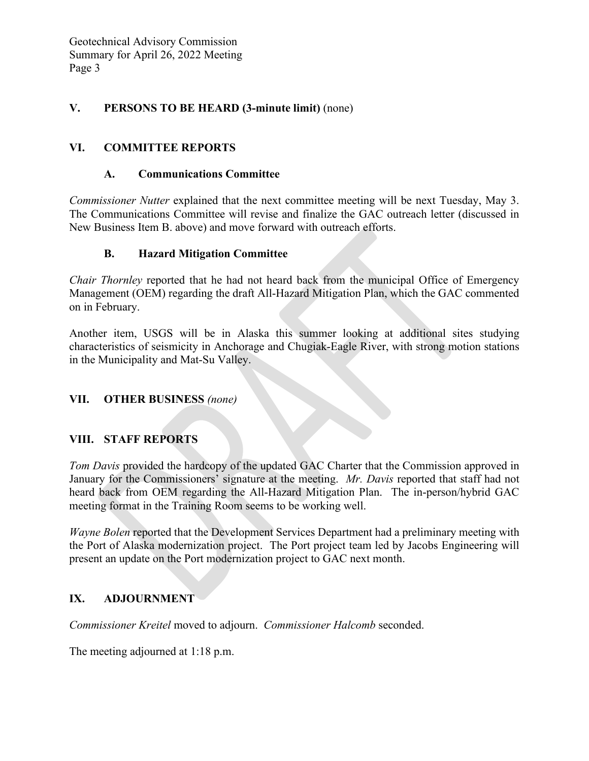## V. PERSONS TO BE HEARD (3-minute limit) (none)

## VI. COMMITTEE REPORTS

### A. Communications Committee

*Commissioner Nutter* explained that the next committee meeting will be next Tuesday, May 3. The Communications Committee will revise and finalize the GAC outreach letter (discussed in New Business Item B. above) and move forward with outreach efforts.

### B. Hazard Mitigation Committee

*Chair Thornley* reported that he had not heard back from the municipal Office of Emergency Management (OEM) regarding the draft All-Hazard Mitigation Plan, which the GAC commented on in February.

Another item, USGS will be in Alaska this summer looking at additional sites studying characteristics of seismicity in Anchorage and Chugiak-Eagle River, with strong motion stations in the Municipality and Mat-Su Valley.

## VII. OTHER BUSINESS *(none)*

## VIII. STAFF REPORTS

*Tom Davis* provided the hardcopy of the updated GAC Charter that the Commission approved in January for the Commissioners' signature at the meeting. *Mr. Davis* reported that staff had not heard back from OEM regarding the All-Hazard Mitigation Plan. The in-person/hybrid GAC meeting format in the Training Room seems to be working well.

*Wayne Bolen* reported that the Development Services Department had a preliminary meeting with the Port of Alaska modernization project. The Port project team led by Jacobs Engineering will present an update on the Port modernization project to GAC next month.

## IX. ADJOURNMENT

*Commissioner Kreitel* moved to adjourn. *Commissioner Halcomb* seconded.

The meeting adjourned at 1:18 p.m.